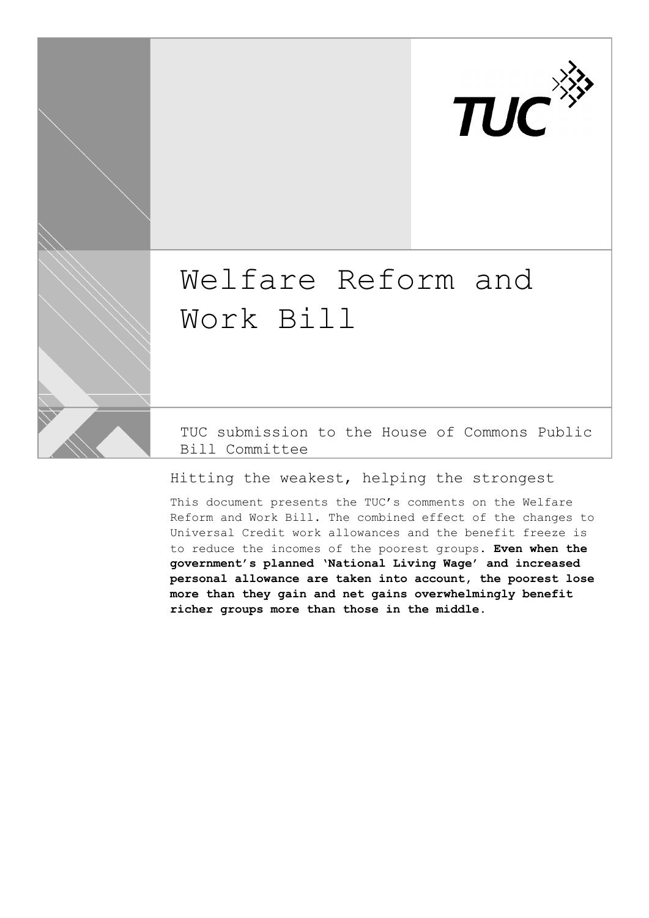# Welfare Reform and Work Bill

TUC submission to the House of Commons Public Bill Committee

## Hitting the weakest, helping the strongest

This document presents the TUC's comments on the Welfare Reform and Work Bill. The combined effect of the changes to Universal Credit work allowances and the benefit freeze is to reduce the incomes of the poorest groups. **Even when the government's planned 'National Living Wage' and increased personal allowance are taken into account, the poorest lose more than they gain and net gains overwhelmingly benefit richer groups more than those in the middle.**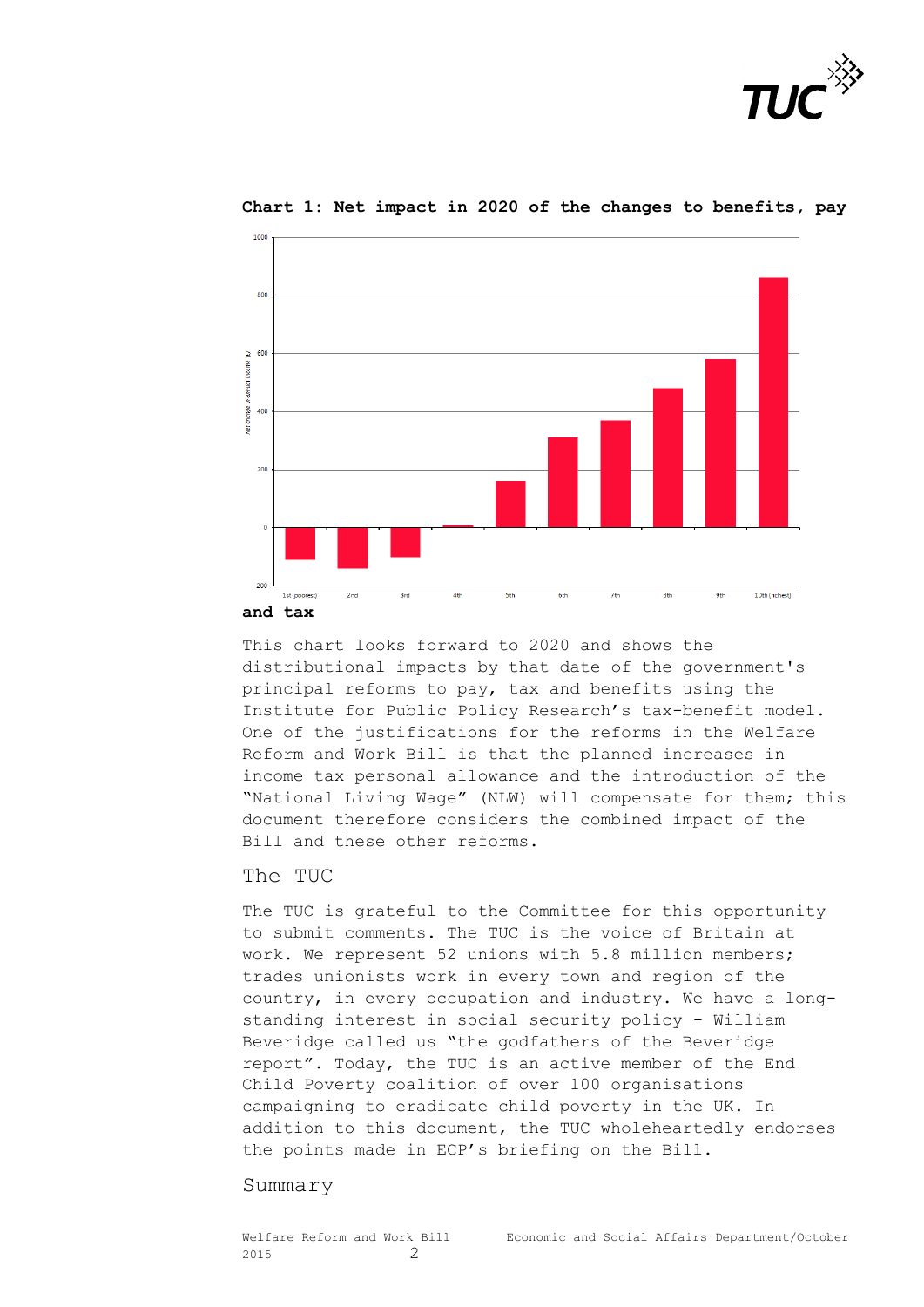**Chart 1: Net impact in 2020 of the changes to benefits, pay and tax**

This chart looks forward to 2020 and shows the distributional impacts by that date of the government's principal reforms to pay, tax and benefits using the Institute for Public Policy Research's tax-benefit model. One of the justifications for the reforms in the Welfare Reform and Work Bill is that the planned increases in income tax personal allowance and the introduction of the "National Living Wage" (NLW) will compensate for them; this document therefore considers the combined impact of the Bill and these other reforms.

## The TUC

The TUC is grateful to the Committee for this opportunity to submit comments. The TUC is the voice of Britain at work. We represent 52 unions with 5.8 million members; trades unionists work in every town and region of the country, in every occupation and industry. We have a long-standing interest in social security policy - William Beveridge called us "the godfathers of the Beveridge report". Today, the TUC is an active member of the End Child Poverty coalition of over 100 organisations campaigning to eradicate child poverty in the UK. In addition to this document, the TUC wholeheartedly endorses the points made in ECP's briefing on the Bill.

## Summary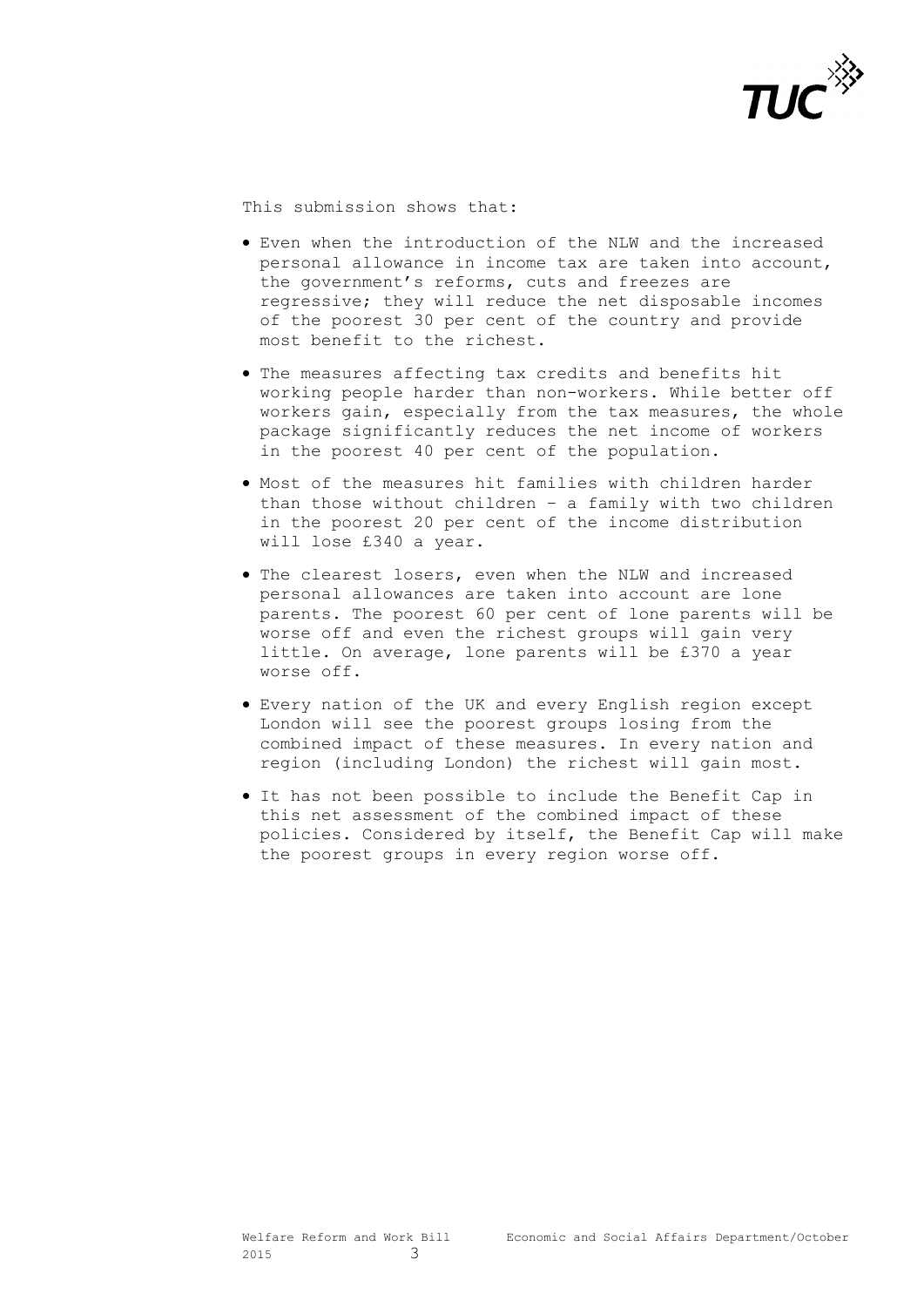This submission shows that:

- Even when the introduction of the NLW and the increased personal allowance in income tax are taken into account, the government's reforms, cuts and freezes are regressive; they will reduce the net disposable incomes of the poorest 30 per cent of the country and provide most benefit to the richest.
- The measures affecting tax credits and benefits hit working people harder than non-workers. While better off workers gain, especially from the tax measures, the whole package significantly reduces the net income of workers in the poorest 40 per cent of the population.
- Most of the measures hit families with children harder than those without children – a family with two children in the poorest 20 per cent of the income distribution will lose £340 a year.
- The clearest losers, even when the NLW and increased personal allowances are taken into account are lone parents. The poorest 60 per cent of lone parents will be worse off and even the richest groups will gain very little. On average, lone parents will be £370 a year worse off.
- Every nation of the UK and every English region except London will see the poorest groups losing from the combined impact of these measures. In every nation and region (including London) the richest will gain most.
- It has not been possible to include the Benefit Cap in this net assessment of the combined impact of these policies. Considered by itself, the Benefit Cap will make the poorest groups in every region worse off.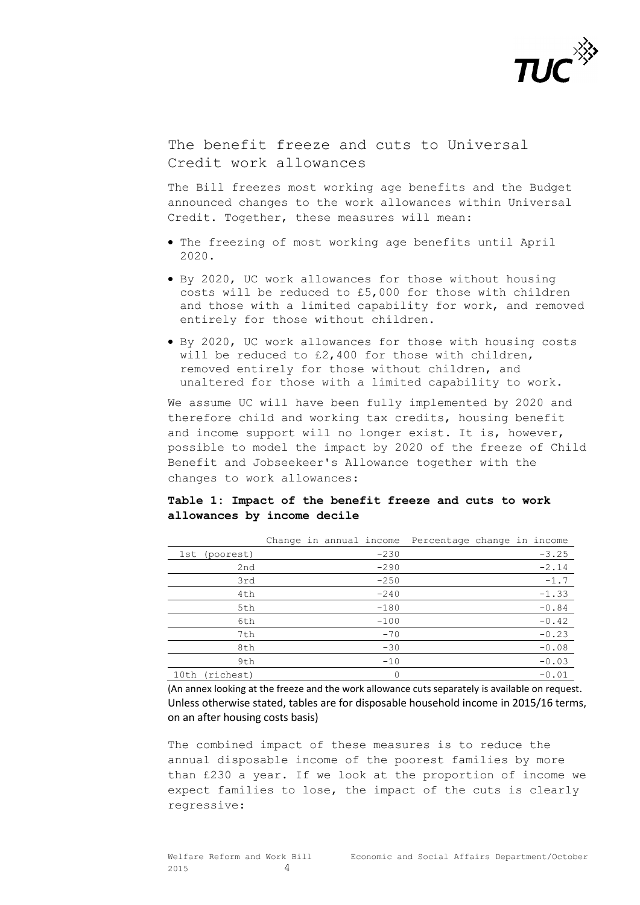## The benefit freeze and cuts to Universal Credit work allowances

The Bill freezes most working age benefits and the Budget announced changes to the work allowances within Universal Credit. Together, these measures will mean:

- The freezing of most working age benefits until April 2020.
- By 2020, UC work allowances for those without housing costs will be reduced to £5,000 for those with children and those with a limited capability for work, and removed entirely for those without children.
- By 2020, UC work allowances for those with housing costs will be reduced to £2,400 for those with children, removed entirely for those without children, and unaltered for those with a limited capability to work.

We assume UC will have been fully implemented by 2020 and therefore child and working tax credits, housing benefit and income support will no longer exist. It is, however, possible to model the impact by 2020 of the freeze of Child Benefit and Jobseekeer's Allowance together with the changes to work allowances:

**Table 1: Impact of the benefit freeze and cuts to work allowances by income decile**

| | Change in annual income | Percentage change in income |
|---|---|---|
| 1st (poorest) | -230 | -3.25 |
| 2nd | -290 | -2.14 |
| 3rd | -250 | -1.7 |
| 4th | -240 | -1.33 |
| 5th | -180 | -0.84 |
| 6th | -100 | -0.42 |
| 7th | -70 | -0.23 |
| 8th | -30 | -0.08 |
| 9th | -10 | -0.03 |
| 10th (richest) | 0 | -0.01 |

(An annex looking at the freeze and the work allowance cuts separately is available on request. Unless otherwise stated, tables are for disposable household income in 2015/16 terms, on an after housing costs basis)

The combined impact of these measures is to reduce the annual disposable income of the poorest families by more than £230 a year. If we look at the proportion of income we expect families to lose, the impact of the cuts is clearly regressive: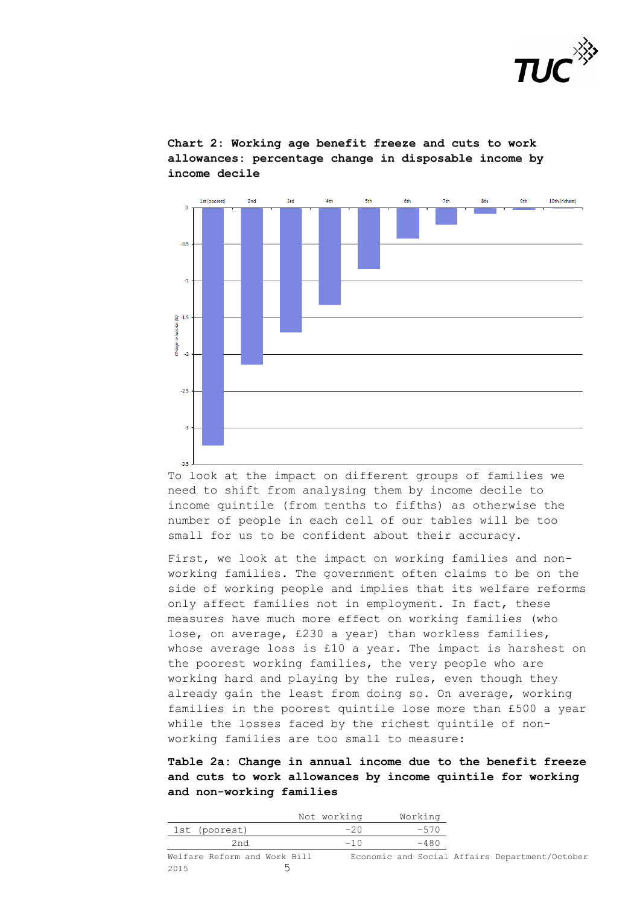**Chart 2: Working age benefit freeze and cuts to work allowances: percentage change in disposable income by income decile**

To look at the impact on different groups of families we need to shift from analysing them by income decile to income quintile (from tenths to fifths) as otherwise the number of people in each cell of our tables will be too small for us to be confident about their accuracy.

First, we look at the impact on working families and non-working families. The government often claims to be on the side of working people and implies that its welfare reforms only affect families not in employment. In fact, these measures have much more effect on working families (who lose, on average, £230 a year) than workless families, whose average loss is £10 a year. The impact is harshest on the poorest working families, the very people who are working hard and playing by the rules, even though they already gain the least from doing so. On average, working families in the poorest quintile lose more than £500 a year while the losses faced by the richest quintile of non-working families are too small to measure:

**Table 2a: Change in annual income due to the benefit freeze and cuts to work allowances by income quintile for working and non-working families**

| | Not working | Working |
|---|---|---|
| 1st (poorest) | -20 | -570 |
| 2nd | -10 | -480 |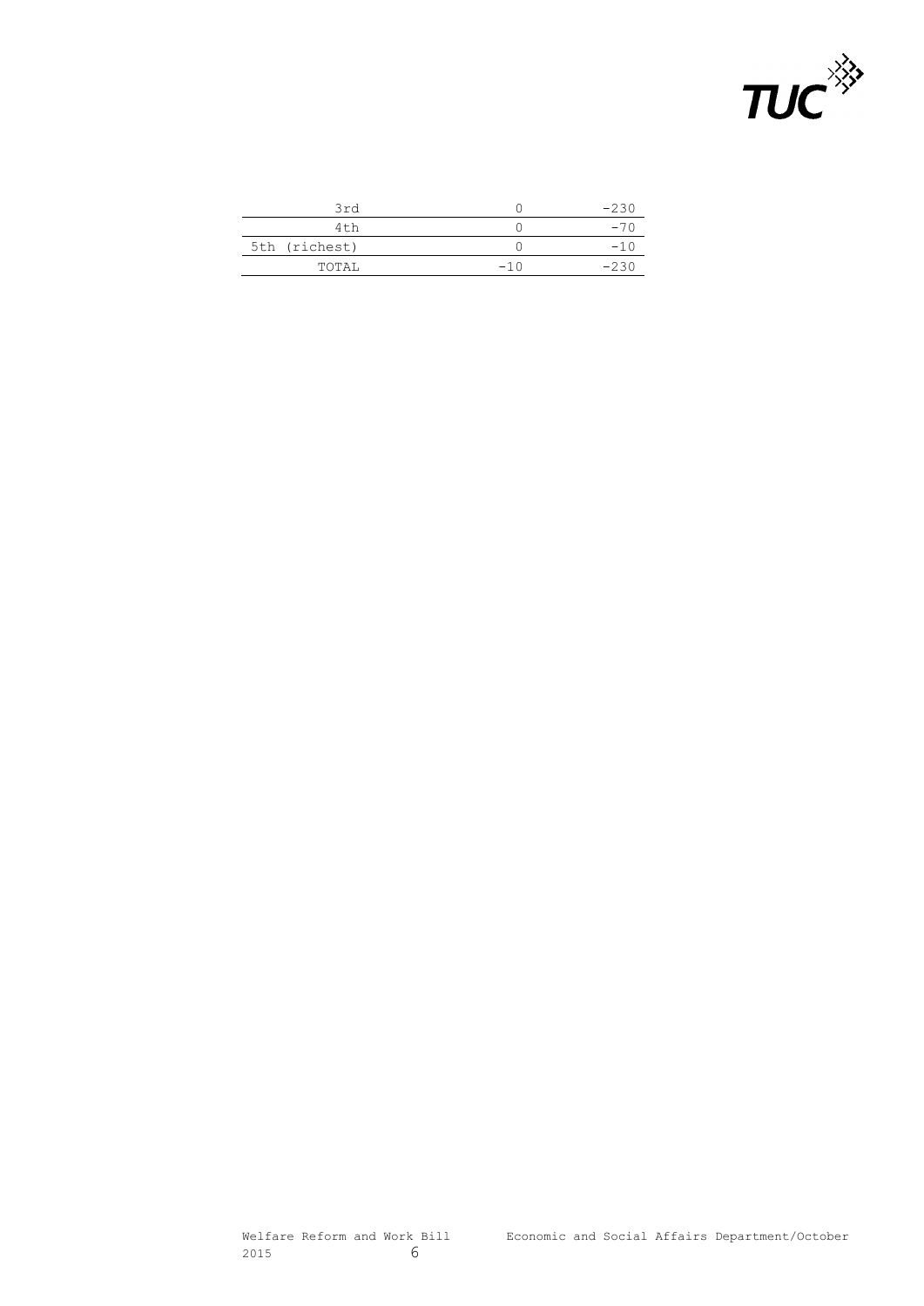| | | |
|---|---|---|
| 3rd | 0 | -230 |
| 4th | 0 | -70 |
| 5th (richest) | 0 | -10 |
| TOTAL | -10 | -230 |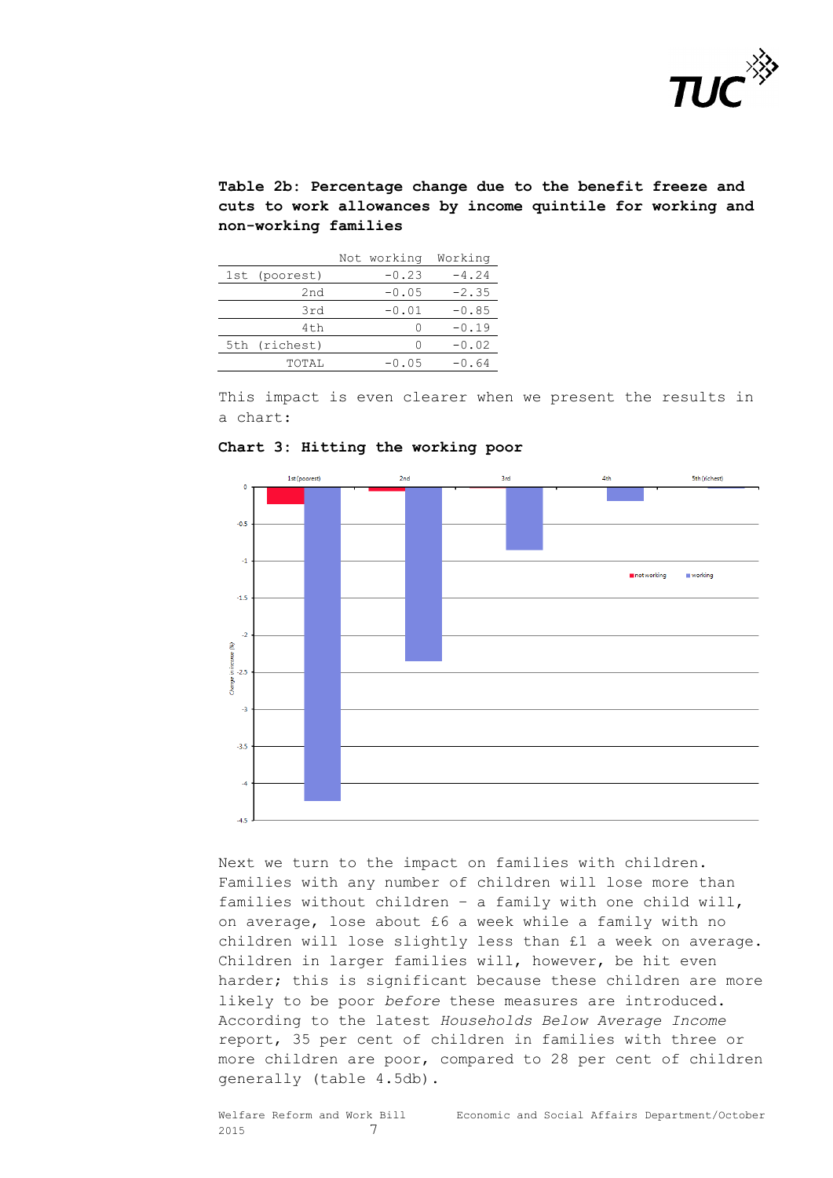**Table 2b: Percentage change due to the benefit freeze and cuts to work allowances by income quintile for working and non-working families**

| | Not working | Working |
|---|---|---|
| 1st (poorest) | -0.23 | -4.24 |
| 2nd | -0.05 | -2.35 |
| 3rd | -0.01 | -0.85 |
| 4th | 0 | -0.19 |
| 5th (richest) | 0 | -0.02 |
| TOTAL | -0.05 | -0.64 |

This impact is even clearer when we present the results in a chart:

**Chart 3: Hitting the working poor**

Next we turn to the impact on families with children. Families with any number of children will lose more than families without children – a family with one child will, on average, lose about £6 a week while a family with no children will lose slightly less than £1 a week on average. Children in larger families will, however, be hit even harder; this is significant because these children are more likely to be poor *before* these measures are introduced. According to the latest *Households Below Average Income* report, 35 per cent of children in families with three or more children are poor, compared to 28 per cent of children generally (table 4.5db).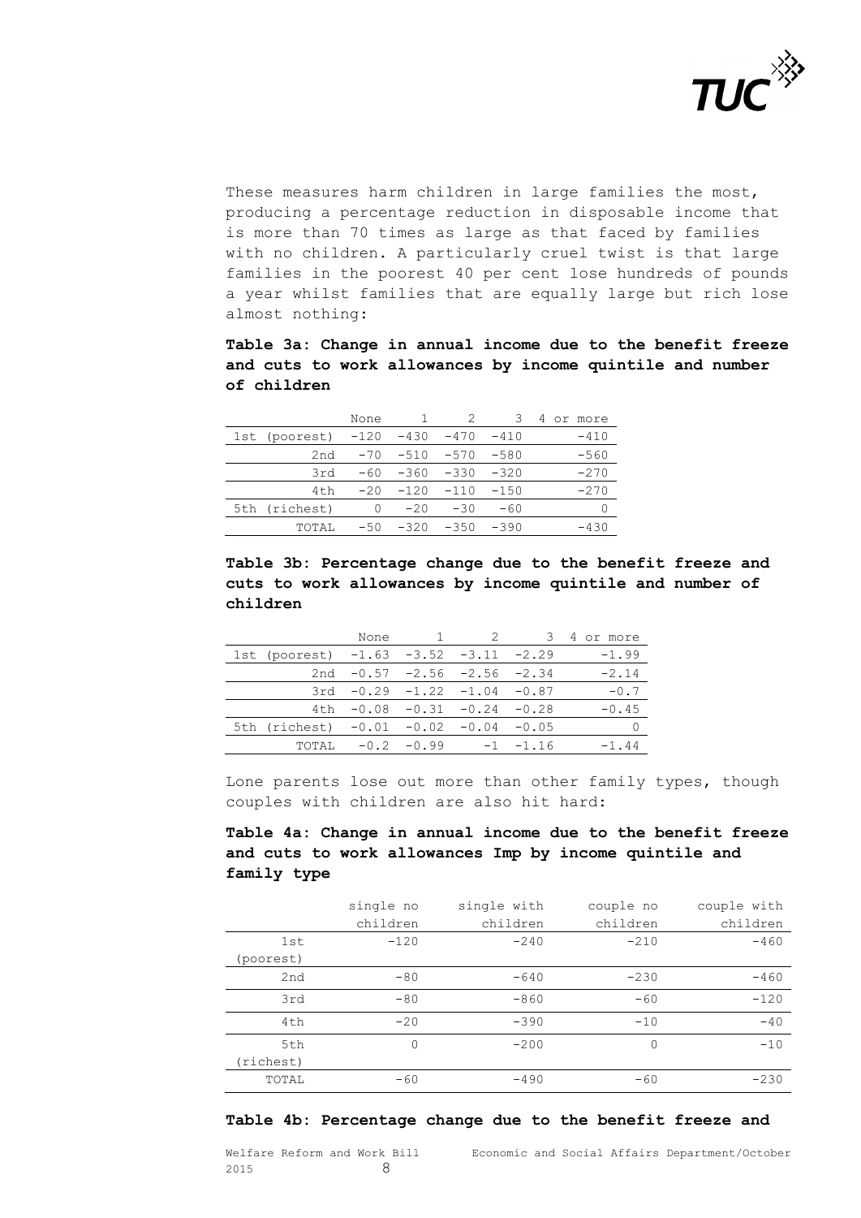These measures harm children in large families the most, producing a percentage reduction in disposable income that is more than 70 times as large as that faced by families with no children. A particularly cruel twist is that large families in the poorest 40 per cent lose hundreds of pounds a year whilst families that are equally large but rich lose almost nothing:

**Table 3a: Change in annual income due to the benefit freeze and cuts to work allowances by income quintile and number of children**

| | None | 1 | 2 | 3 | 4 or more |
|---|---|---|---|---|---|
| 1st (poorest) | -120 | -430 | -470 | -410 | -410 |
| 2nd | -70 | -510 | -570 | -580 | -560 |
| 3rd | -60 | -360 | -330 | -320 | -270 |
| 4th | -20 | -120 | -110 | -150 | -270 |
| 5th (richest) | 0 | -20 | -30 | -60 | 0 |
| TOTAL | -50 | -320 | -350 | -390 | -430 |

**Table 3b: Percentage change due to the benefit freeze and cuts to work allowances by income quintile and number of children**

| | None | 1 | 2 | 3 | 4 or more |
|---|---|---|---|---|---|
| 1st (poorest) | -1.63 | -3.52 | -3.11 | -2.29 | -1.99 |
| 2nd | -0.57 | -2.56 | -2.56 | -2.34 | -2.14 |
| 3rd | -0.29 | -1.22 | -1.04 | -0.87 | -0.7 |
| 4th | -0.08 | -0.31 | -0.24 | -0.28 | -0.45 |
| 5th (richest) | -0.01 | -0.02 | -0.04 | -0.05 | 0 |
| TOTAL | -0.2 | -0.99 | -1 | -1.16 | -1.44 |

Lone parents lose out more than other family types, though couples with children are also hit hard:

**Table 4a: Change in annual income due to the benefit freeze and cuts to work allowances Imp by income quintile and family type**

| | single no children | single with children | couple no children | couple with children |
|---|---|---|---|---|
| 1st (poorest) | -120 | -240 | -210 | -460 |
| 2nd | -80 | -640 | -230 | -460 |
| 3rd | -80 | -860 | -60 | -120 |
| 4th | -20 | -390 | -10 | -40 |
| 5th (richest) | 0 | -200 | 0 | -10 |
| TOTAL | -60 | -490 | -60 | -230 |

**Table 4b: Percentage change due to the benefit freeze and**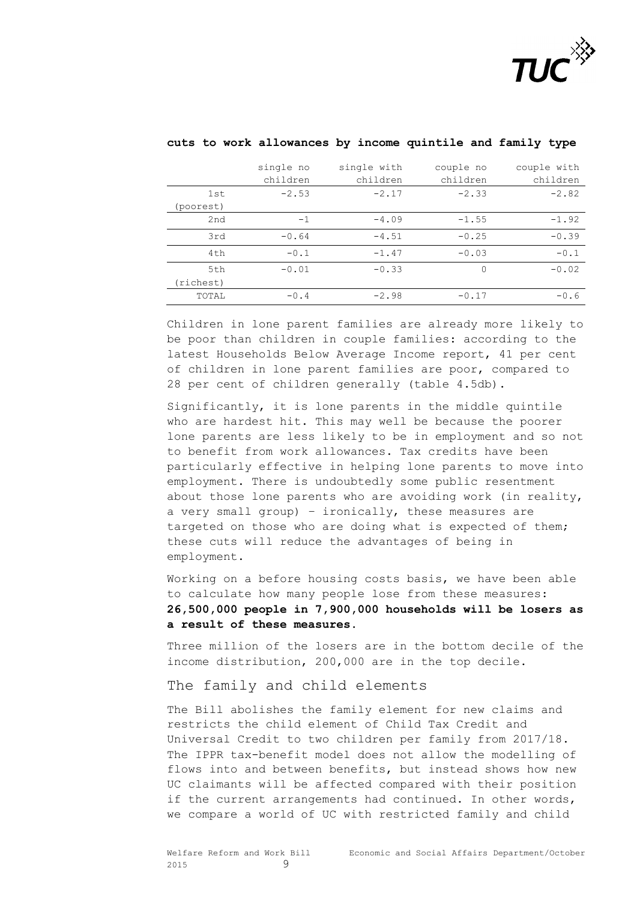**cuts to work allowances by income quintile and family type**

| | single no children | single with children | couple no children | couple with children |
|---|---|---|---|---|
| 1st (poorest) | -2.53 | -2.17 | -2.33 | -2.82 |
| 2nd | -1 | -4.09 | -1.55 | -1.92 |
| 3rd | -0.64 | -4.51 | -0.25 | -0.39 |
| 4th | -0.1 | -1.47 | -0.03 | -0.1 |
| 5th (richest) | -0.01 | -0.33 | 0 | -0.02 |
| TOTAL | -0.4 | -2.98 | -0.17 | -0.6 |

Children in lone parent families are already more likely to be poor than children in couple families: according to the latest Households Below Average Income report, 41 per cent of children in lone parent families are poor, compared to 28 per cent of children generally (table 4.5db).

Significantly, it is lone parents in the middle quintile who are hardest hit. This may well be because the poorer lone parents are less likely to be in employment and so not to benefit from work allowances. Tax credits have been particularly effective in helping lone parents to move into employment. There is undoubtedly some public resentment about those lone parents who are avoiding work (in reality, a very small group) – ironically, these measures are targeted on those who are doing what is expected of them; these cuts will reduce the advantages of being in employment.

Working on a before housing costs basis, we have been able to calculate how many people lose from these measures: **26,500,000 people in 7,900,000 households will be losers as a result of these measures.**

Three million of the losers are in the bottom decile of the income distribution, 200,000 are in the top decile.

## The family and child elements

The Bill abolishes the family element for new claims and restricts the child element of Child Tax Credit and Universal Credit to two children per family from 2017/18. The IPPR tax-benefit model does not allow the modelling of flows into and between benefits, but instead shows how new UC claimants will be affected compared with their position if the current arrangements had continued. In other words, we compare a world of UC with restricted family and child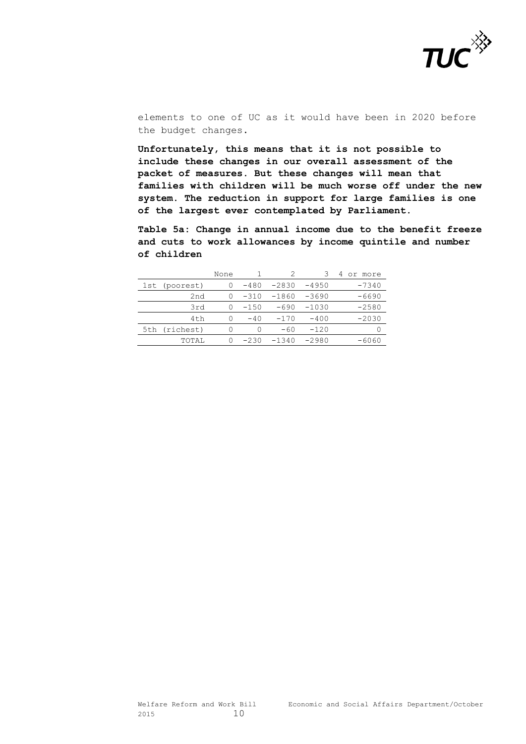elements to one of UC as it would have been in 2020 before the budget changes.

**Unfortunately, this means that it is not possible to include these changes in our overall assessment of the packet of measures. But these changes will mean that families with children will be much worse off under the new system. The reduction in support for large families is one of the largest ever contemplated by Parliament.**

**Table 5a: Change in annual income due to the benefit freeze and cuts to work allowances by income quintile and number of children**

| | None | 1 | 2 | 3 | 4 or more |
|---|---|---|---|---|---|
| 1st (poorest) | 0 | -480 | -2830 | -4950 | -7340 |
| 2nd | 0 | -310 | -1860 | -3690 | -6690 |
| 3rd | 0 | -150 | -690 | -1030 | -2580 |
| 4th | 0 | -40 | -170 | -400 | -2030 |
| 5th (richest) | 0 | 0 | -60 | -120 | 0 |
| TOTAL | 0 | -230 | -1340 | -2980 | -6060 |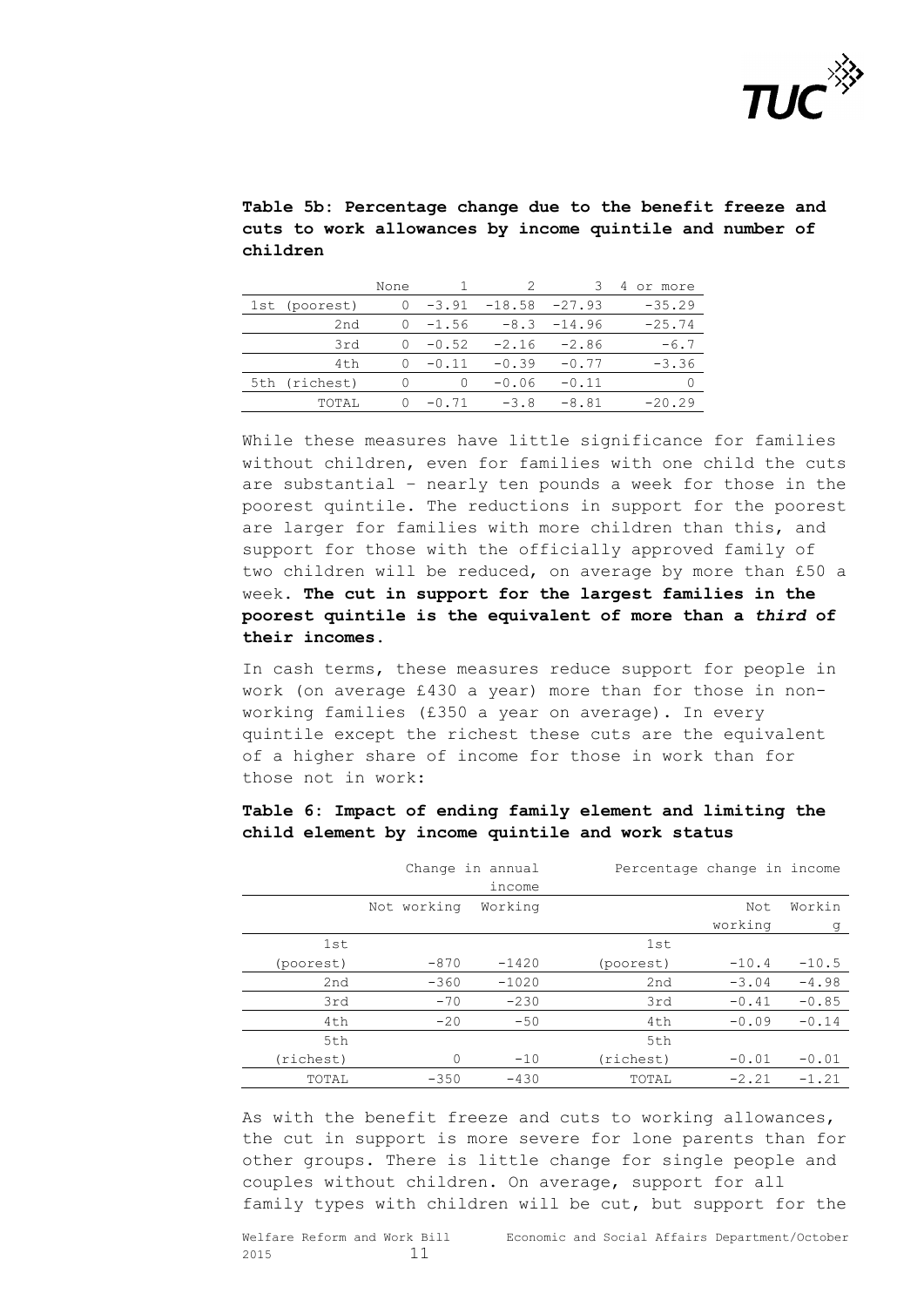**Table 5b: Percentage change due to the benefit freeze and cuts to work allowances by income quintile and number of children**

| | None | 1 | 2 | 3 | 4 or more |
|---|---|---|---|---|---|
| 1st (poorest) | 0 | -3.91 | -18.58 | -27.93 | -35.29 |
| 2nd | 0 | -1.56 | -8.3 | -14.96 | -25.74 |
| 3rd | 0 | -0.52 | -2.16 | -2.86 | -6.7 |
| 4th | 0 | -0.11 | -0.39 | -0.77 | -3.36 |
| 5th (richest) | 0 | 0 | -0.06 | -0.11 | 0 |
| TOTAL | 0 | -0.71 | -3.8 | -8.81 | -20.29 |

While these measures have little significance for families without children, even for families with one child the cuts are substantial – nearly ten pounds a week for those in the poorest quintile. The reductions in support for the poorest are larger for families with more children than this, and support for those with the officially approved family of two children will be reduced, on average by more than £50 a week. **The cut in support for the largest families in the poorest quintile is the equivalent of more than a *third* of their incomes.**

In cash terms, these measures reduce support for people in work (on average £430 a year) more than for those in non-working families (£350 a year on average). In every quintile except the richest these cuts are the equivalent of a higher share of income for those in work than for those not in work:

**Table 6: Impact of ending family element and limiting the child element by income quintile and work status**

| | Change in annual income | | | Percentage change in income | |
|---|---|---|---|---|---|
| | Not working | Working | | Not working | Working |
| 1st (poorest) | -870 | -1420 | 1st (poorest) | -10.4 | -10.5 |
| 2nd | -360 | -1020 | 2nd | -3.04 | -4.98 |
| 3rd | -70 | -230 | 3rd | -0.41 | -0.85 |
| 4th | -20 | -50 | 4th | -0.09 | -0.14 |
| 5th (richest) | 0 | -10 | 5th (richest) | -0.01 | -0.01 |
| TOTAL | -350 | -430 | TOTAL | -2.21 | -1.21 |

As with the benefit freeze and cuts to working allowances, the cut in support is more severe for lone parents than for other groups. There is little change for single people and couples without children. On average, support for all family types with children will be cut, but support for the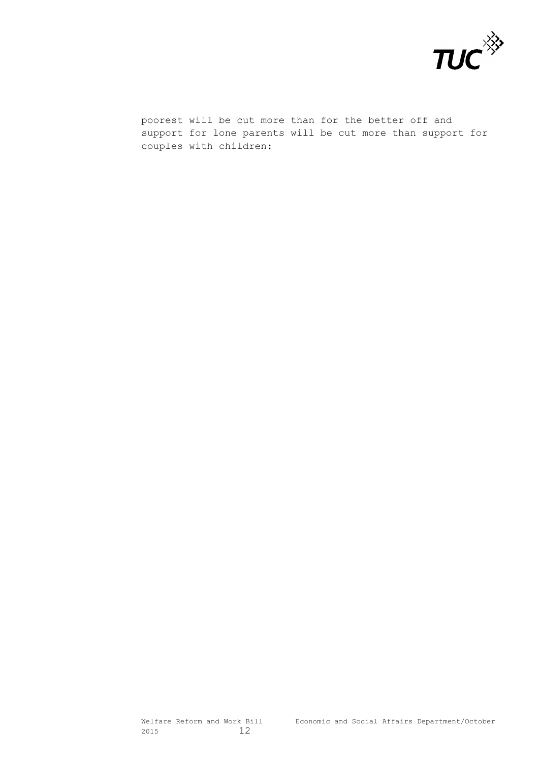poorest will be cut more than for the better off and support for lone parents will be cut more than support for couples with children: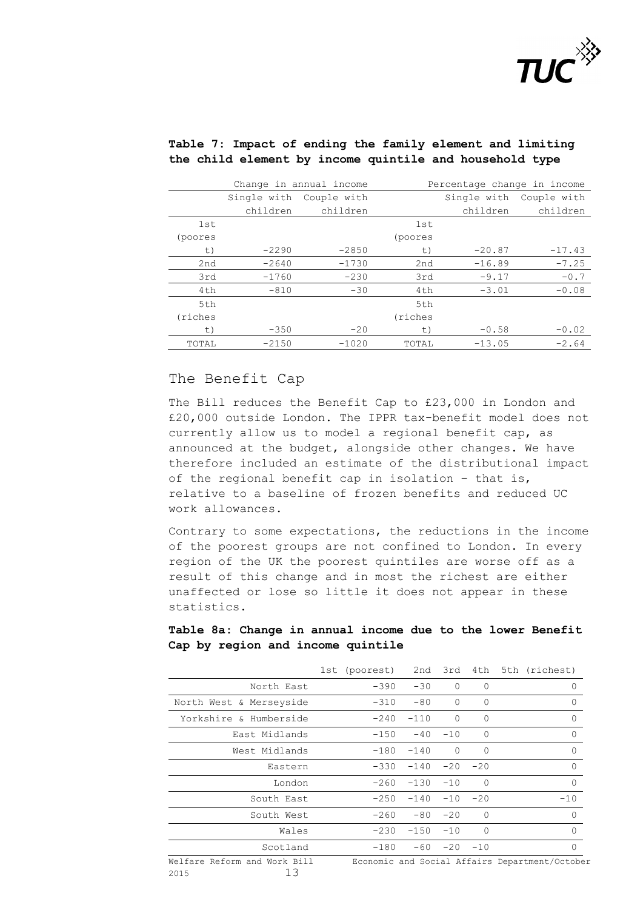**Table 7: Impact of ending the family element and limiting the child element by income quintile and household type**

| | Change in annual income | | | Percentage change in income | |
|---|---|---|---|---|---|
| | Single with children | Couple with children | | Single with children | Couple with children |
| 1st (poorest) | -2290 | -2850 | 1st (poorest) | -20.87 | -17.43 |
| 2nd | -2640 | -1730 | 2nd | -16.89 | -7.25 |
| 3rd | -1760 | -230 | 3rd | -9.17 | -0.7 |
| 4th | -810 | -30 | 4th | -3.01 | -0.08 |
| 5th (richest) | -350 | -20 | 5th (richest) | -0.58 | -0.02 |
| TOTAL | -2150 | -1020 | TOTAL | -13.05 | -2.64 |

## The Benefit Cap

The Bill reduces the Benefit Cap to £23,000 in London and £20,000 outside London. The IPPR tax-benefit model does not currently allow us to model a regional benefit cap, as announced at the budget, alongside other changes. We have therefore included an estimate of the distributional impact of the regional benefit cap in isolation – that is, relative to a baseline of frozen benefits and reduced UC work allowances.

Contrary to some expectations, the reductions in the income of the poorest groups are not confined to London. In every region of the UK the poorest quintiles are worse off as a result of this change and in most the richest are either unaffected or lose so little it does not appear in these statistics.

**Table 8a: Change in annual income due to the lower Benefit Cap by region and income quintile**

| | 1st (poorest) | 2nd | 3rd | 4th | 5th (richest) |
|---|---|---|---|---|---|
| North East | -390 | -30 | 0 | 0 | 0 |
| North West & Merseyside | -310 | -80 | 0 | 0 | 0 |
| Yorkshire & Humberside | -240 | -110 | 0 | 0 | 0 |
| East Midlands | -150 | -40 | -10 | 0 | 0 |
| West Midlands | -180 | -140 | 0 | 0 | 0 |
| Eastern | -330 | -140 | -20 | -20 | 0 |
| London | -260 | -130 | -10 | 0 | 0 |
| South East | -250 | -140 | -10 | -20 | -10 |
| South West | -260 | -80 | -20 | 0 | 0 |
| Wales | -230 | -150 | -10 | 0 | 0 |
| Scotland | -180 | -60 | -20 | -10 | 0 |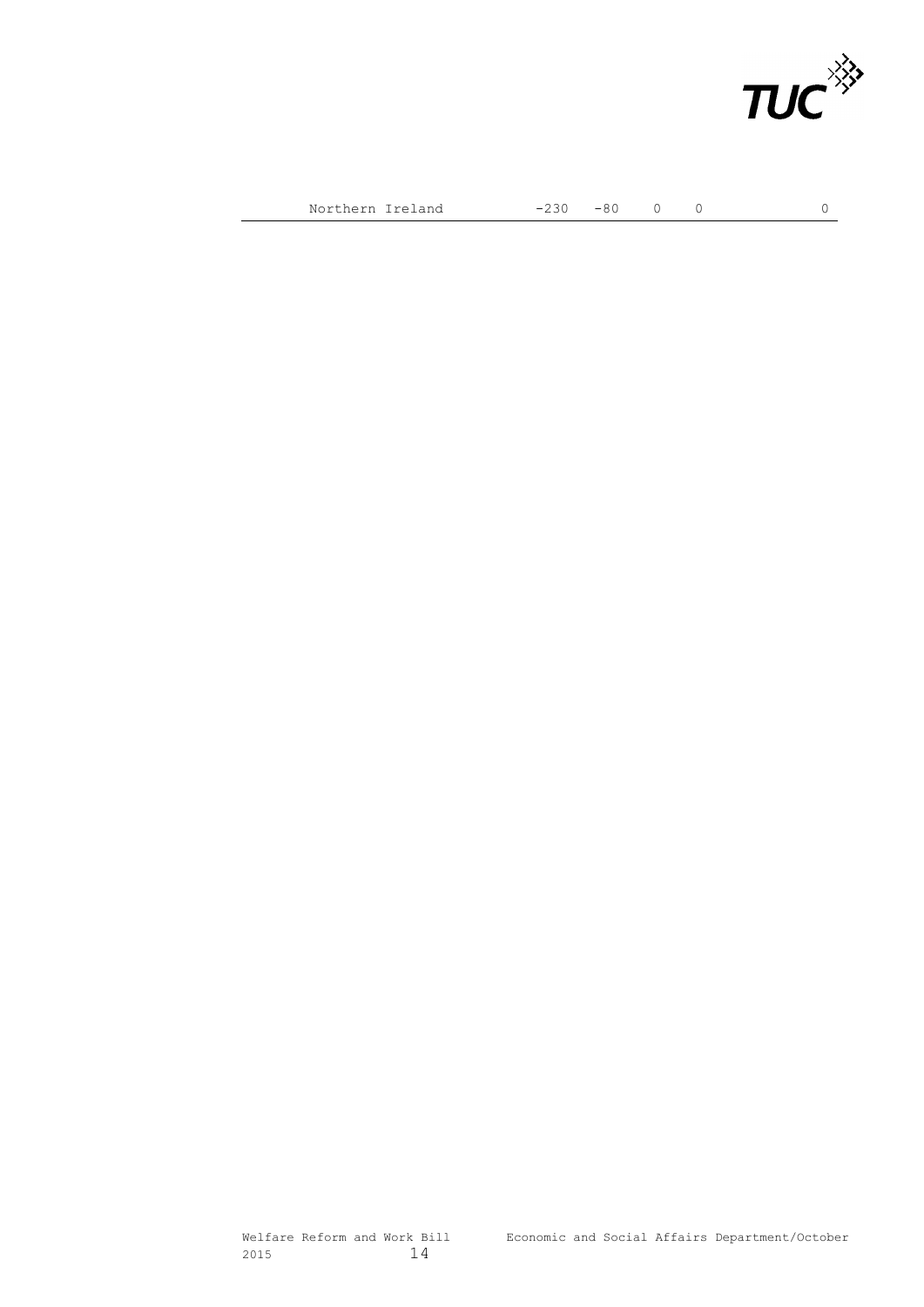| Northern Ireland | -230 | -80 | 0 | 0 | 0 |
|---|---|---|---|---|---|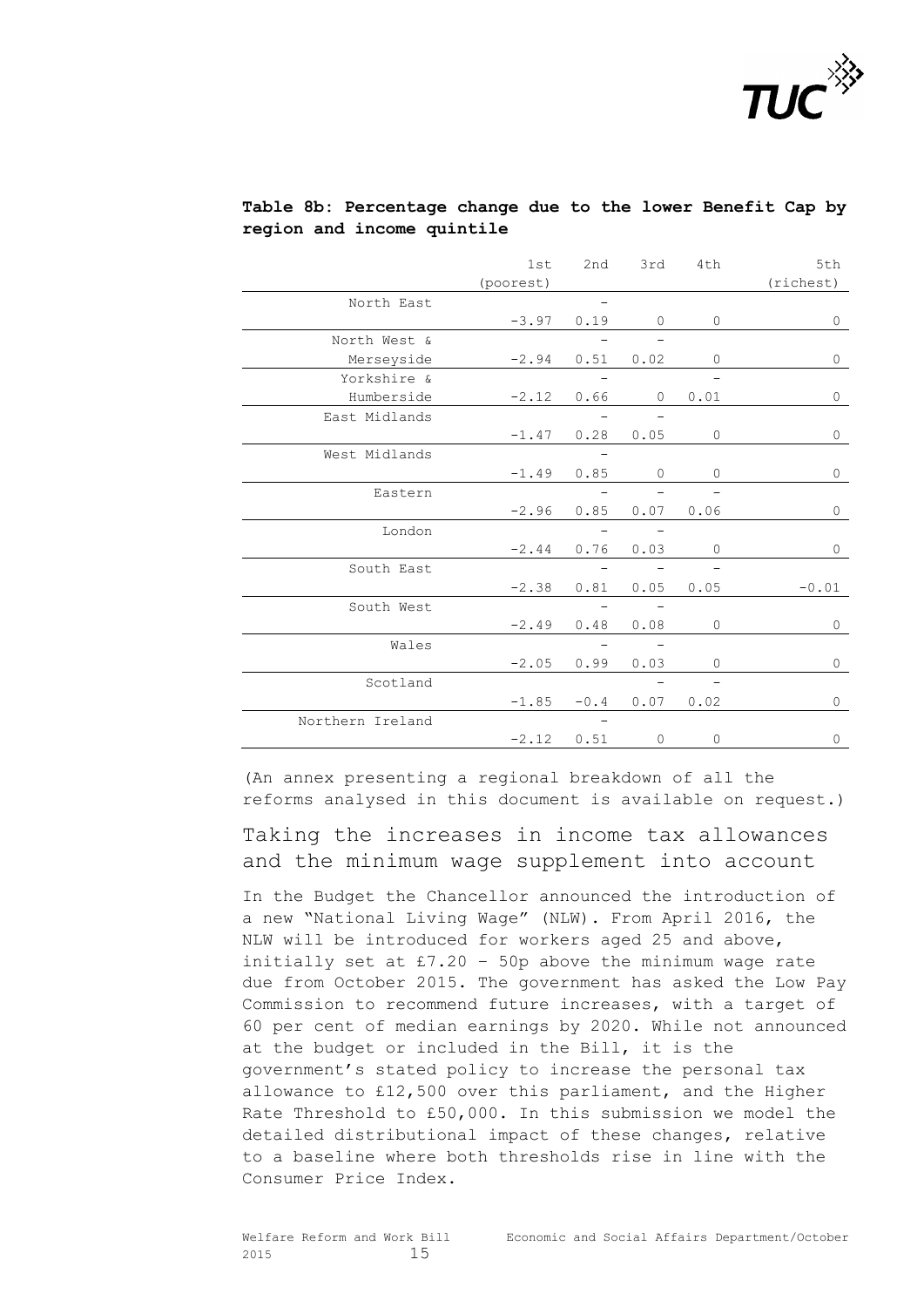**Table 8b: Percentage change due to the lower Benefit Cap by region and income quintile**

| | 1st (poorest) | 2nd | 3rd | 4th | 5th (richest) |
|---|---|---|---|---|---|
| North East | -3.97 | -0.19 | 0 | 0 | 0 |
| North West & Merseyside | -2.94 | -0.51 | -0.02 | 0 | 0 |
| Yorkshire & Humberside | -2.12 | -0.66 | 0 | -0.01 | 0 |
| East Midlands | -1.47 | -0.28 | -0.05 | 0 | 0 |
| West Midlands | -1.49 | -0.85 | 0 | 0 | 0 |
| Eastern | -2.96 | -0.85 | -0.07 | -0.06 | 0 |
| London | -2.44 | -0.76 | -0.03 | 0 | 0 |
| South East | -2.38 | -0.81 | -0.05 | -0.05 | -0.01 |
| South West | -2.49 | -0.48 | -0.08 | 0 | 0 |
| Wales | -2.05 | -0.99 | -0.03 | 0 | 0 |
| Scotland | -1.85 | -0.4 | -0.07 | -0.02 | 0 |
| Northern Ireland | -2.12 | -0.51 | 0 | 0 | 0 |

(An annex presenting a regional breakdown of all the reforms analysed in this document is available on request.)

## Taking the increases in income tax allowances and the minimum wage supplement into account

In the Budget the Chancellor announced the introduction of a new "National Living Wage" (NLW). From April 2016, the NLW will be introduced for workers aged 25 and above, initially set at £7.20 – 50p above the minimum wage rate due from October 2015. The government has asked the Low Pay Commission to recommend future increases, with a target of 60 per cent of median earnings by 2020. While not announced at the budget or included in the Bill, it is the government's stated policy to increase the personal tax allowance to £12,500 over this parliament, and the Higher Rate Threshold to £50,000. In this submission we model the detailed distributional impact of these changes, relative to a baseline where both thresholds rise in line with the Consumer Price Index.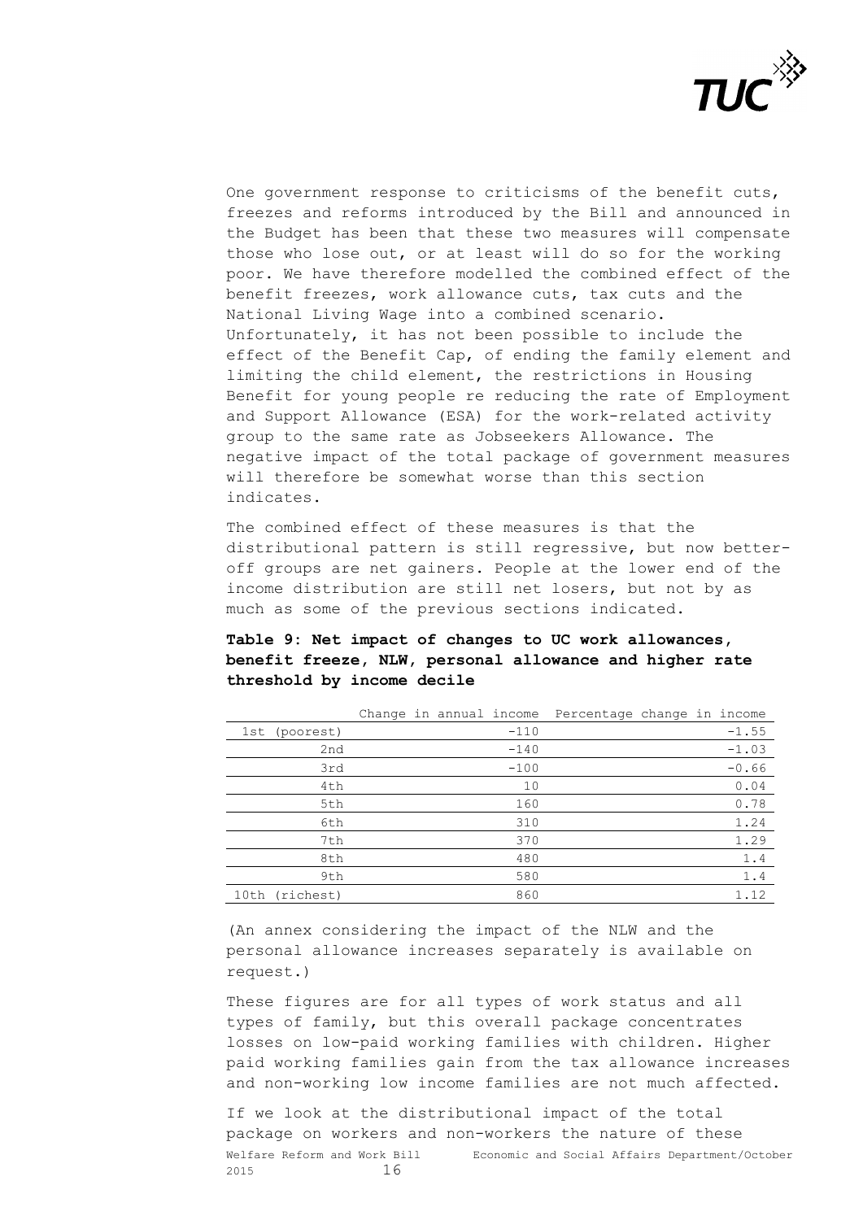One government response to criticisms of the benefit cuts, freezes and reforms introduced by the Bill and announced in the Budget has been that these two measures will compensate those who lose out, or at least will do so for the working poor. We have therefore modelled the combined effect of the benefit freezes, work allowance cuts, tax cuts and the National Living Wage into a combined scenario. Unfortunately, it has not been possible to include the effect of the Benefit Cap, of ending the family element and limiting the child element, the restrictions in Housing Benefit for young people re reducing the rate of Employment and Support Allowance (ESA) for the work-related activity group to the same rate as Jobseekers Allowance. The negative impact of the total package of government measures will therefore be somewhat worse than this section indicates.

The combined effect of these measures is that the distributional pattern is still regressive, but now better-off groups are net gainers. People at the lower end of the income distribution are still net losers, but not by as much as some of the previous sections indicated.

**Table 9: Net impact of changes to UC work allowances, benefit freeze, NLW, personal allowance and higher rate threshold by income decile**

| | Change in annual income | Percentage change in income |
|---|---|---|
| 1st (poorest) | -110 | -1.55 |
| 2nd | -140 | -1.03 |
| 3rd | -100 | -0.66 |
| 4th | 10 | 0.04 |
| 5th | 160 | 0.78 |
| 6th | 310 | 1.24 |
| 7th | 370 | 1.29 |
| 8th | 480 | 1.4 |
| 9th | 580 | 1.4 |
| 10th (richest) | 860 | 1.12 |

(An annex considering the impact of the NLW and the personal allowance increases separately is available on request.)

These figures are for all types of work status and all types of family, but this overall package concentrates losses on low-paid working families with children. Higher paid working families gain from the tax allowance increases and non-working low income families are not much affected.

If we look at the distributional impact of the total package on workers and non-workers the nature of these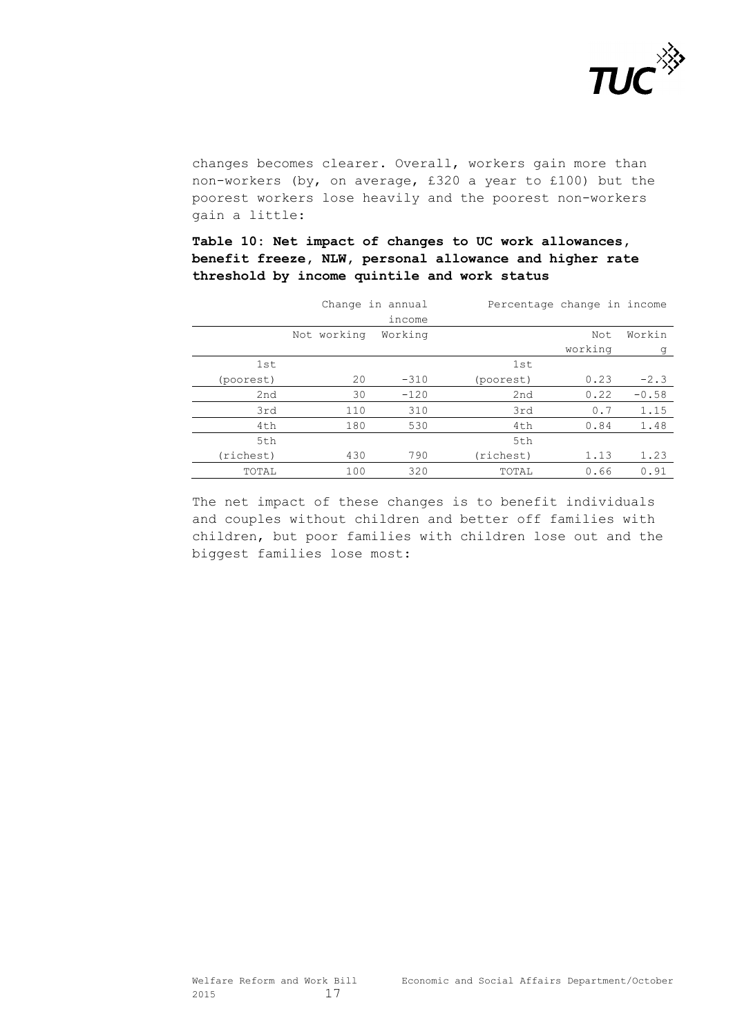changes becomes clearer. Overall, workers gain more than non-workers (by, on average, £320 a year to £100) but the poorest workers lose heavily and the poorest non-workers gain a little:

**Table 10: Net impact of changes to UC work allowances, benefit freeze, NLW, personal allowance and higher rate threshold by income quintile and work status**

| | Change in annual income | | | Percentage change in income | |
|---|---|---|---|---|---|
| | Not working | Working | | Not working | Working |
| 1st (poorest) | 20 | -310 | 1st (poorest) | 0.23 | -2.3 |
| 2nd | 30 | -120 | 2nd | 0.22 | -0.58 |
| 3rd | 110 | 310 | 3rd | 0.7 | 1.15 |
| 4th | 180 | 530 | 4th | 0.84 | 1.48 |
| 5th (richest) | 430 | 790 | 5th (richest) | 1.13 | 1.23 |
| TOTAL | 100 | 320 | TOTAL | 0.66 | 0.91 |

The net impact of these changes is to benefit individuals and couples without children and better off families with children, but poor families with children lose out and the biggest families lose most: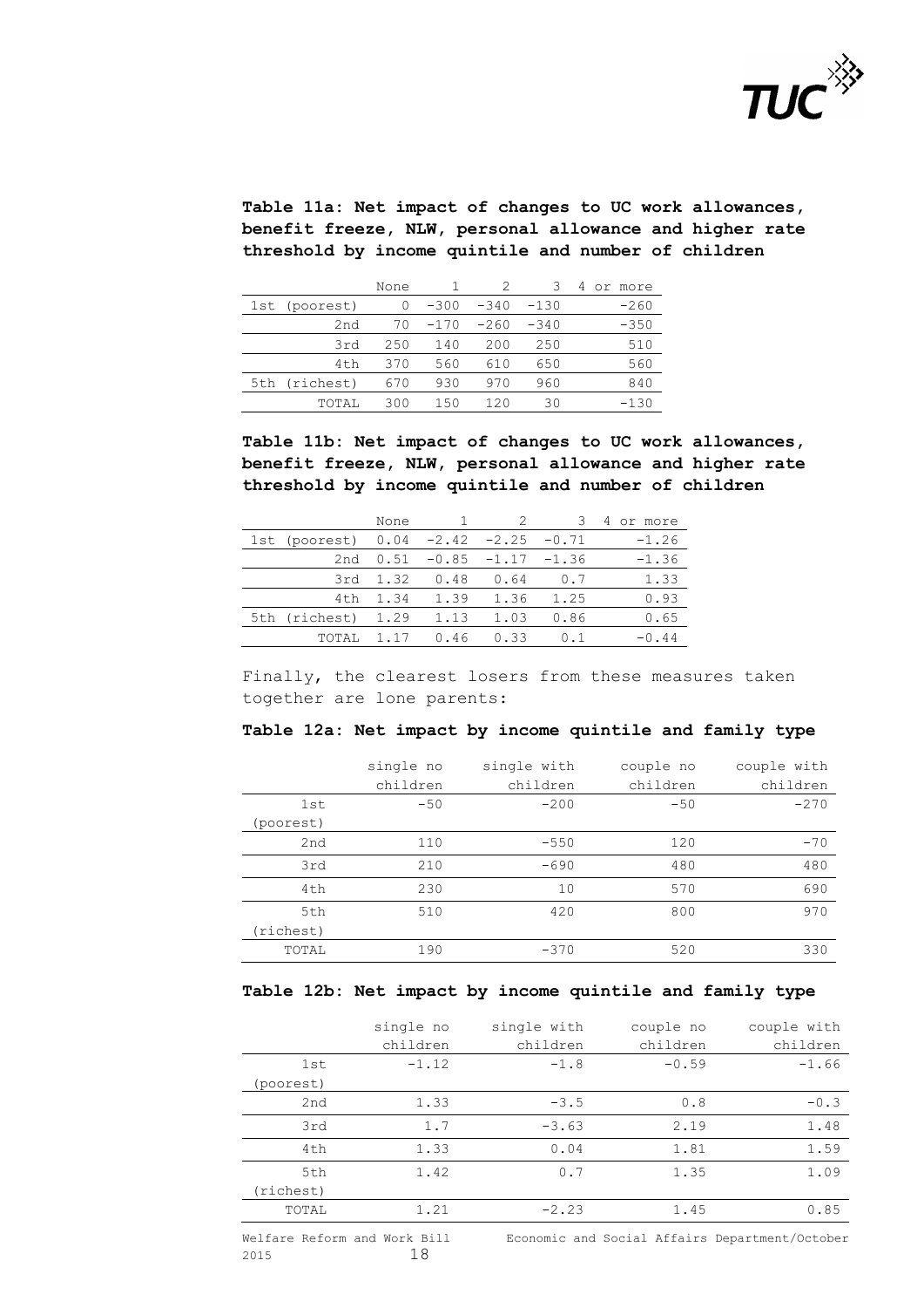**Table 11a: Net impact of changes to UC work allowances, benefit freeze, NLW, personal allowance and higher rate threshold by income quintile and number of children**

| | None | 1 | 2 | 3 | 4 or more |
|---|---|---|---|---|---|
| 1st (poorest) | 0 | -300 | -340 | -130 | -260 |
| 2nd | 70 | -170 | -260 | -340 | -350 |
| 3rd | 250 | 140 | 200 | 250 | 510 |
| 4th | 370 | 560 | 610 | 650 | 560 |
| 5th (richest) | 670 | 930 | 970 | 960 | 840 |
| TOTAL | 300 | 150 | 120 | 30 | -130 |

**Table 11b: Net impact of changes to UC work allowances, benefit freeze, NLW, personal allowance and higher rate threshold by income quintile and number of children**

| | None | 1 | 2 | 3 | 4 or more |
|---|---|---|---|---|---|
| 1st (poorest) | 0.04 | -2.42 | -2.25 | -0.71 | -1.26 |
| 2nd | 0.51 | -0.85 | -1.17 | -1.36 | -1.36 |
| 3rd | 1.32 | 0.48 | 0.64 | 0.7 | 1.33 |
| 4th | 1.34 | 1.39 | 1.36 | 1.25 | 0.93 |
| 5th (richest) | 1.29 | 1.13 | 1.03 | 0.86 | 0.65 |
| TOTAL | 1.17 | 0.46 | 0.33 | 0.1 | -0.44 |

Finally, the clearest losers from these measures taken together are lone parents:

**Table 12a: Net impact by income quintile and family type**

| | single no children | single with children | couple no children | couple with children |
|---|---|---|---|---|
| 1st (poorest) | -50 | -200 | -50 | -270 |
| 2nd | 110 | -550 | 120 | -70 |
| 3rd | 210 | -690 | 480 | 480 |
| 4th | 230 | 10 | 570 | 690 |
| 5th (richest) | 510 | 420 | 800 | 970 |
| TOTAL | 190 | -370 | 520 | 330 |

**Table 12b: Net impact by income quintile and family type**

| | single no children | single with children | couple no children | couple with children |
|---|---|---|---|---|
| 1st (poorest) | -1.12 | -1.8 | -0.59 | -1.66 |
| 2nd | 1.33 | -3.5 | 0.8 | -0.3 |
| 3rd | 1.7 | -3.63 | 2.19 | 1.48 |
| 4th | 1.33 | 0.04 | 1.81 | 1.59 |
| 5th (richest) | 1.42 | 0.7 | 1.35 | 1.09 |
| TOTAL | 1.21 | -2.23 | 1.45 | 0.85 |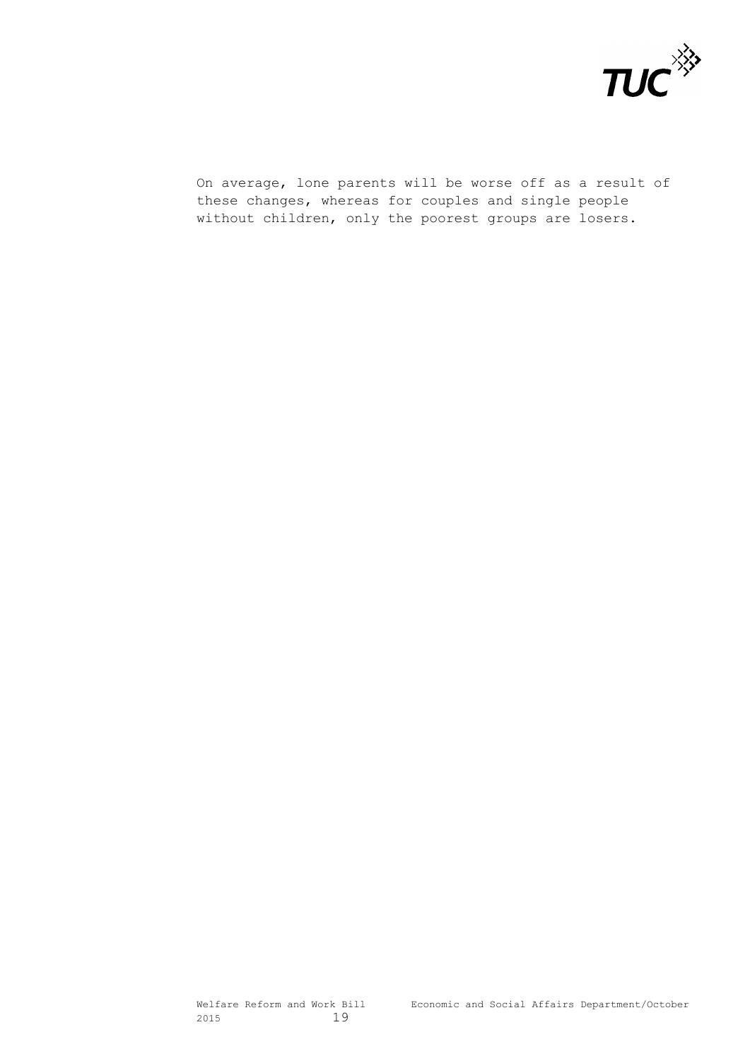On average, lone parents will be worse off as a result of these changes, whereas for couples and single people without children, only the poorest groups are losers.